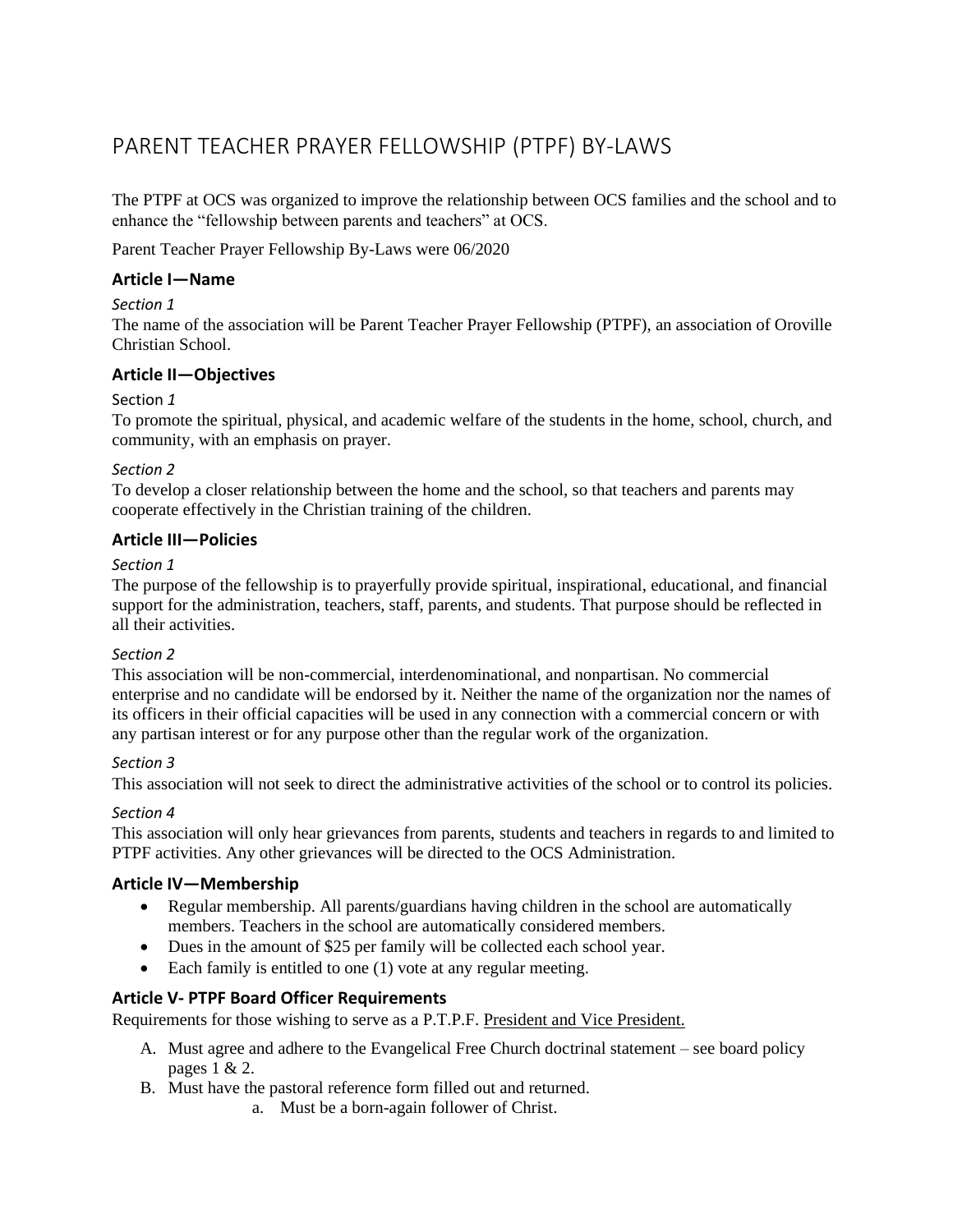# PARENT TEACHER PRAYER FELLOWSHIP (PTPF) BY-LAWS

The PTPF at OCS was organized to improve the relationship between OCS families and the school and to enhance the "fellowship between parents and teachers" at OCS.

Parent Teacher Prayer Fellowship By-Laws were 06/2020

### Article I—Name

*Section 1*
The name of the association will be Parent Teacher Prayer Fellowship (PTPF), an association of Oroville Christian School.

### Article II—Objectives

Section *1*
To promote the spiritual, physical, and academic welfare of the students in the home, school, church, and community, with an emphasis on prayer.

*Section 2*
To develop a closer relationship between the home and the school, so that teachers and parents may cooperate effectively in the Christian training of the children.

### Article III—Policies

*Section 1*
The purpose of the fellowship is to prayerfully provide spiritual, inspirational, educational, and financial support for the administration, teachers, staff, parents, and students. That purpose should be reflected in all their activities.

*Section 2*
This association will be non-commercial, interdenominational, and nonpartisan. No commercial enterprise and no candidate will be endorsed by it. Neither the name of the organization nor the names of its officers in their official capacities will be used in any connection with a commercial concern or with any partisan interest or for any purpose other than the regular work of the organization.

*Section 3*
This association will not seek to direct the administrative activities of the school or to control its policies.

*Section 4*
This association will only hear grievances from parents, students and teachers in regards to and limited to PTPF activities. Any other grievances will be directed to the OCS Administration.

### Article IV—Membership

- Regular membership. All parents/guardians having children in the school are automatically members. Teachers in the school are automatically considered members.
- Dues in the amount of $25 per family will be collected each school year.
- Each family is entitled to one (1) vote at any regular meeting.

### Article V- PTPF Board Officer Requirements

Requirements for those wishing to serve as a P.T.P.F. <u>President and Vice President.</u>

A. Must agree and adhere to the Evangelical Free Church doctrinal statement – see board policy pages 1 & 2.
B. Must have the pastoral reference form filled out and returned.
    a. Must be a born-again follower of Christ.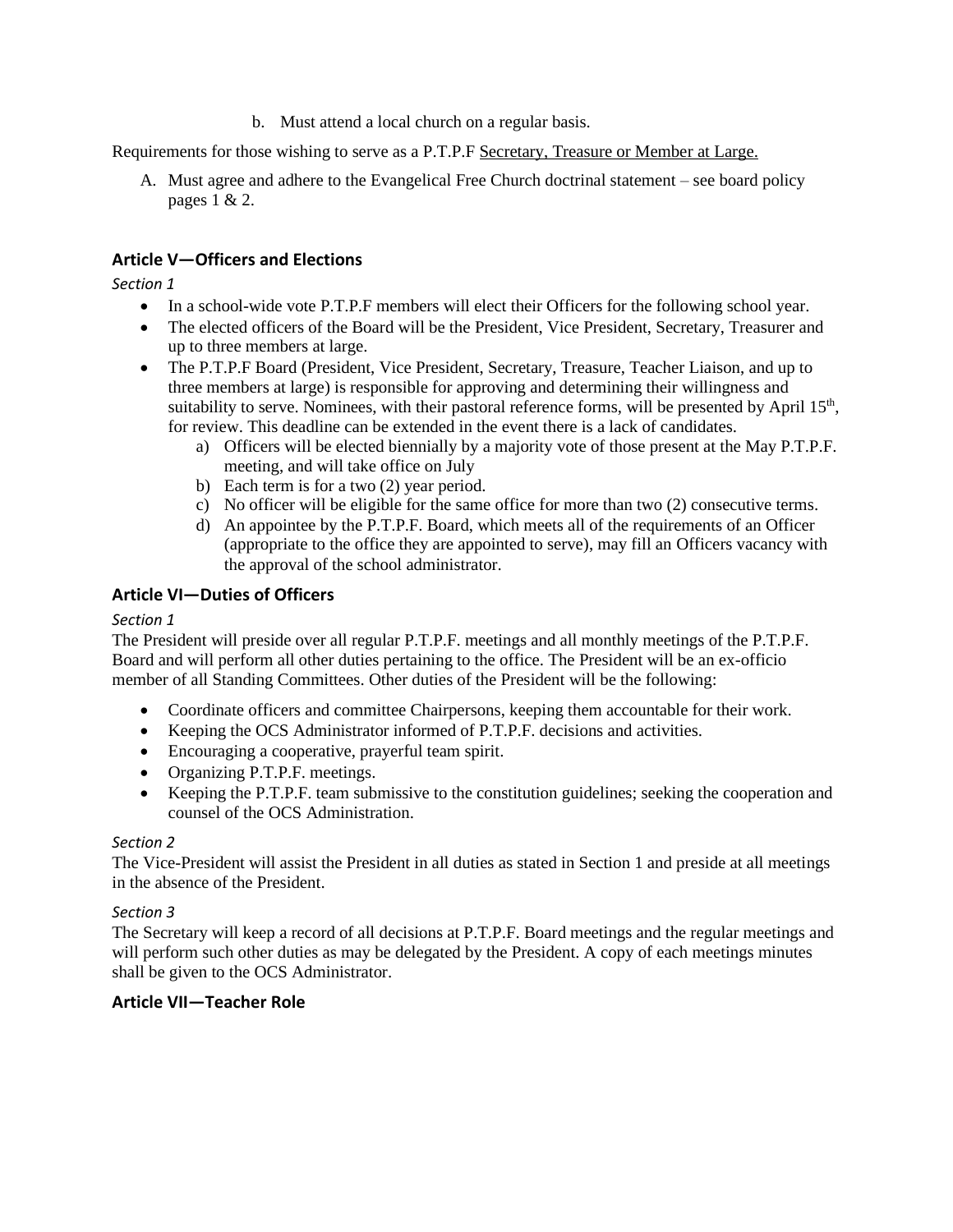b. Must attend a local church on a regular basis.

Requirements for those wishing to serve as a P.T.P.F <u>Secretary, Treasure or Member at Large.</u>

A. Must agree and adhere to the Evangelical Free Church doctrinal statement – see board policy pages 1 & 2.

## Article V—Officers and Elections

*Section 1*

- In a school-wide vote P.T.P.F members will elect their Officers for the following school year.
- The elected officers of the Board will be the President, Vice President, Secretary, Treasurer and up to three members at large.
- The P.T.P.F Board (President, Vice President, Secretary, Treasure, Teacher Liaison, and up to three members at large) is responsible for approving and determining their willingness and suitability to serve. Nominees, with their pastoral reference forms, will be presented by April 15th, for review. This deadline can be extended in the event there is a lack of candidates.
  a) Officers will be elected biennially by a majority vote of those present at the May P.T.P.F. meeting, and will take office on July
  b) Each term is for a two (2) year period.
  c) No officer will be eligible for the same office for more than two (2) consecutive terms.
  d) An appointee by the P.T.P.F. Board, which meets all of the requirements of an Officer (appropriate to the office they are appointed to serve), may fill an Officers vacancy with the approval of the school administrator.

## Article VI—Duties of Officers

*Section 1*

The President will preside over all regular P.T.P.F. meetings and all monthly meetings of the P.T.P.F. Board and will perform all other duties pertaining to the office. The President will be an ex-officio member of all Standing Committees. Other duties of the President will be the following:

- Coordinate officers and committee Chairpersons, keeping them accountable for their work.
- Keeping the OCS Administrator informed of P.T.P.F. decisions and activities.
- Encouraging a cooperative, prayerful team spirit.
- Organizing P.T.P.F. meetings.
- Keeping the P.T.P.F. team submissive to the constitution guidelines; seeking the cooperation and counsel of the OCS Administration.

*Section 2*

The Vice-President will assist the President in all duties as stated in Section 1 and preside at all meetings in the absence of the President.

*Section 3*

The Secretary will keep a record of all decisions at P.T.P.F. Board meetings and the regular meetings and will perform such other duties as may be delegated by the President. A copy of each meetings minutes shall be given to the OCS Administrator.

## Article VII—Teacher Role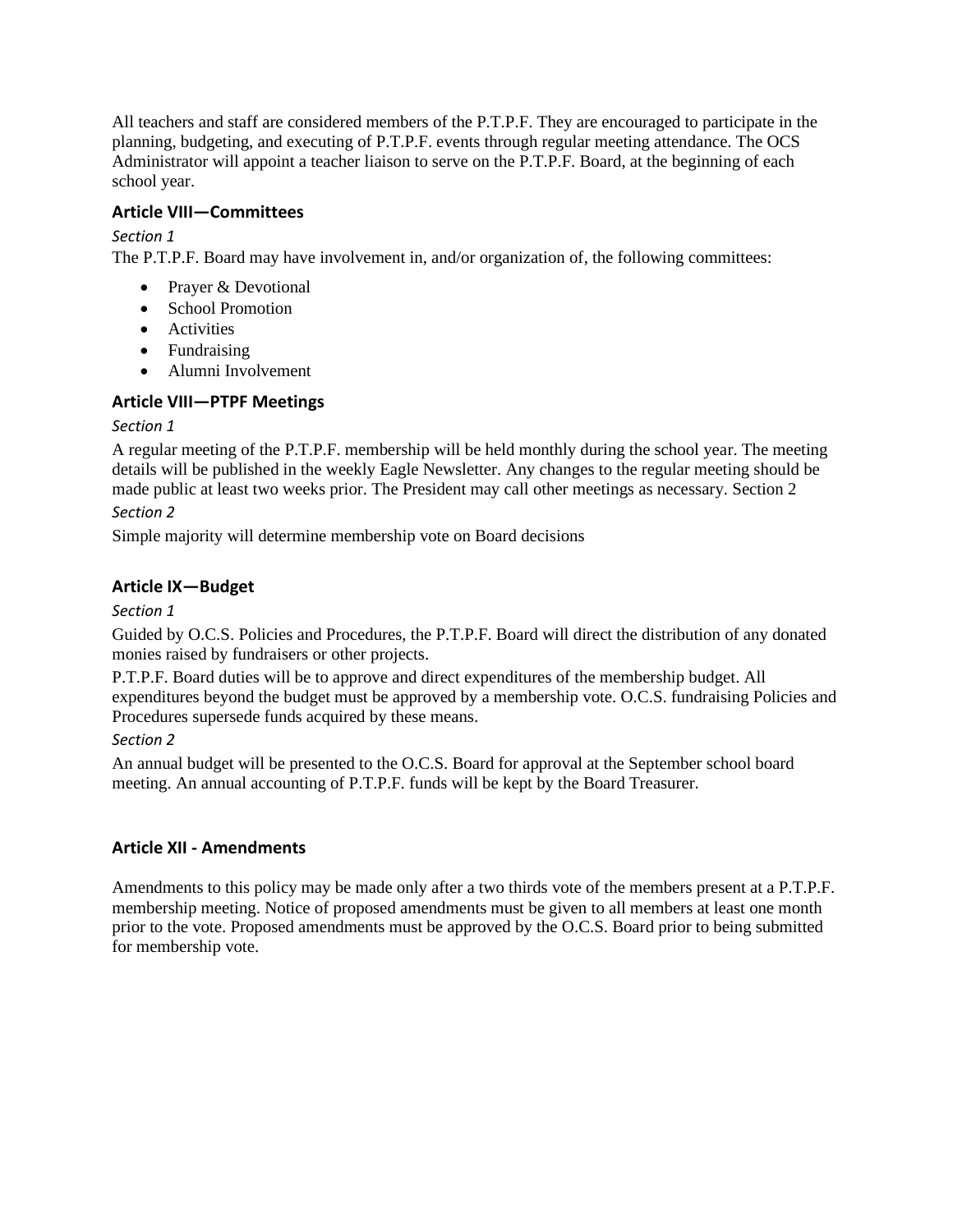All teachers and staff are considered members of the P.T.P.F. They are encouraged to participate in the planning, budgeting, and executing of P.T.P.F. events through regular meeting attendance. The OCS Administrator will appoint a teacher liaison to serve on the P.T.P.F. Board, at the beginning of each school year.

### Article VIII—Committees

*Section 1*

The P.T.P.F. Board may have involvement in, and/or organization of, the following committees:

- Prayer & Devotional
- School Promotion
- Activities
- Fundraising
- Alumni Involvement

### Article VIII—PTPF Meetings

*Section 1*

A regular meeting of the P.T.P.F. membership will be held monthly during the school year. The meeting details will be published in the weekly Eagle Newsletter. Any changes to the regular meeting should be made public at least two weeks prior. The President may call other meetings as necessary. Section 2

*Section 2*

Simple majority will determine membership vote on Board decisions

### Article IX—Budget

*Section 1*

Guided by O.C.S. Policies and Procedures, the P.T.P.F. Board will direct the distribution of any donated monies raised by fundraisers or other projects.

P.T.P.F. Board duties will be to approve and direct expenditures of the membership budget. All expenditures beyond the budget must be approved by a membership vote. O.C.S. fundraising Policies and Procedures supersede funds acquired by these means.

*Section 2*

An annual budget will be presented to the O.C.S. Board for approval at the September school board meeting. An annual accounting of P.T.P.F. funds will be kept by the Board Treasurer.

### Article XII - Amendments

Amendments to this policy may be made only after a two thirds vote of the members present at a P.T.P.F. membership meeting. Notice of proposed amendments must be given to all members at least one month prior to the vote. Proposed amendments must be approved by the O.C.S. Board prior to being submitted for membership vote.